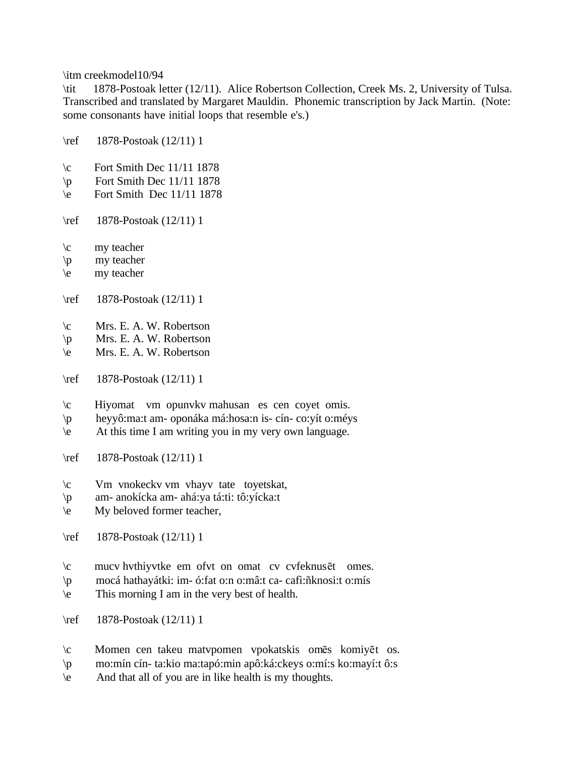\itm creekmodel10/94

\tit 1878-Postoak letter (12/11). Alice Robertson Collection, Creek Ms. 2, University of Tulsa. Transcribed and translated by Margaret Mauldin. Phonemic transcription by Jack Martin. (Note: some consonants have initial loops that resemble e's.)

\ref 1878-Postoak (12/11) 1

\c Fort Smith Dec 11/11 1878
\p Fort Smith Dec 11/11 1878
\e Fort Smith Dec 11/11 1878

\ref 1878-Postoak (12/11) 1

\c my teacher
\p my teacher
\e my teacher

\ref 1878-Postoak (12/11) 1

\c Mrs. E. A. W. Robertson
\p Mrs. E. A. W. Robertson
\e Mrs. E. A. W. Robertson

\ref 1878-Postoak (12/11) 1

\c Hiyomat vm opunvkv mahusan es cen coyet omis.
\p heyyô:ma:t am- oponáka má:hosa:n is- cín- co:yít o:méys
\e At this time I am writing you in my very own language.

\ref 1878-Postoak (12/11) 1

\c Vm vnokeckv vm vhayv tate toyetskat,
\p am- anokícka am- ahá:ya tá:ti: tô:yícka:t
\e My beloved former teacher,

\ref 1878-Postoak (12/11) 1

\c mucv hvthiyvtke em ofvt on omat cv cvfeknusēt omes.
\p mocá hathayátki: im- ó:fat o:n o:mâ:t ca- cafi:ñknosi:t o:mís
\e This morning I am in the very best of health.

\ref 1878-Postoak (12/11) 1

\c Momen cen takeu matvpomen vpokatskis omēs komiyēt os.
\p mo:mín cín- ta:kio ma:tapó:min apô:ká:ckeys o:mí:s ko:mayí:t ô:s
\e And that all of you are in like health is my thoughts.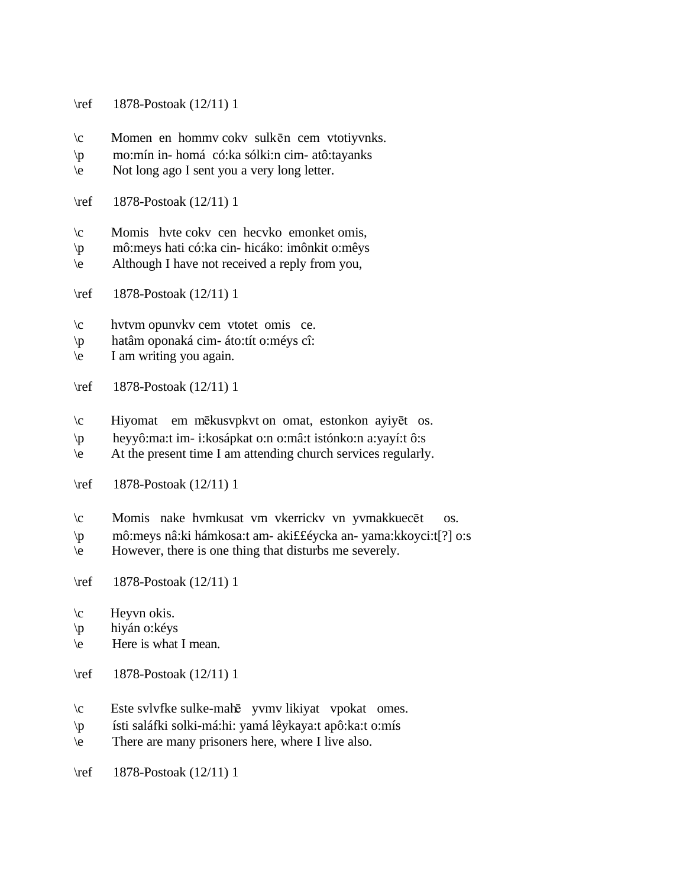\ref 1878-Postoak (12/11) 1

\c Momen en hommv cokv sulkēn cem vtotiyvnks.
\p mo:mín in- homá có:ka sólki:n cim- atô:tayanks
\e Not long ago I sent you a very long letter.

\ref 1878-Postoak (12/11) 1

\c Momis hvte cokv cen hecvko emonket omis,
\p mô:meys hati có:ka cin- hicáko: imônkit o:mêys
\e Although I have not received a reply from you,

\ref 1878-Postoak (12/11) 1

\c hvtvm opunvkv cem vtotet omis ce.
\p hatâm oponaká cim- áto:tít o:méys cî:
\e I am writing you again.

\ref 1878-Postoak (12/11) 1

\c Hiyomat em mēkusvpkvt on omat, estonkon ayiyēt os.
\p heyyô:ma:t im- i:kosápkat o:n o:mâ:t istónko:n a:yayí:t ô:s
\e At the present time I am attending church services regularly.

\ref 1878-Postoak (12/11) 1

\c Momis nake hvmkusat vm vkerrickv vn yvmakkuecēt os.
\p mô:meys nâ:ki hámkosa:t am- aki££éycka an- yama:kkoyci:t[?] o:s
\e However, there is one thing that disturbs me severely.

\ref 1878-Postoak (12/11) 1

\c Heyvn okis.
\p hiyán o:kéys
\e Here is what I mean.

\ref 1878-Postoak (12/11) 1

\c Este svlvfke sulke-mahē yvmv likiyat vpokat omes.
\p ísti saláfki solki-má:hi: yamá lêykaya:t apô:ka:t o:mís
\e There are many prisoners here, where I live also.

\ref 1878-Postoak (12/11) 1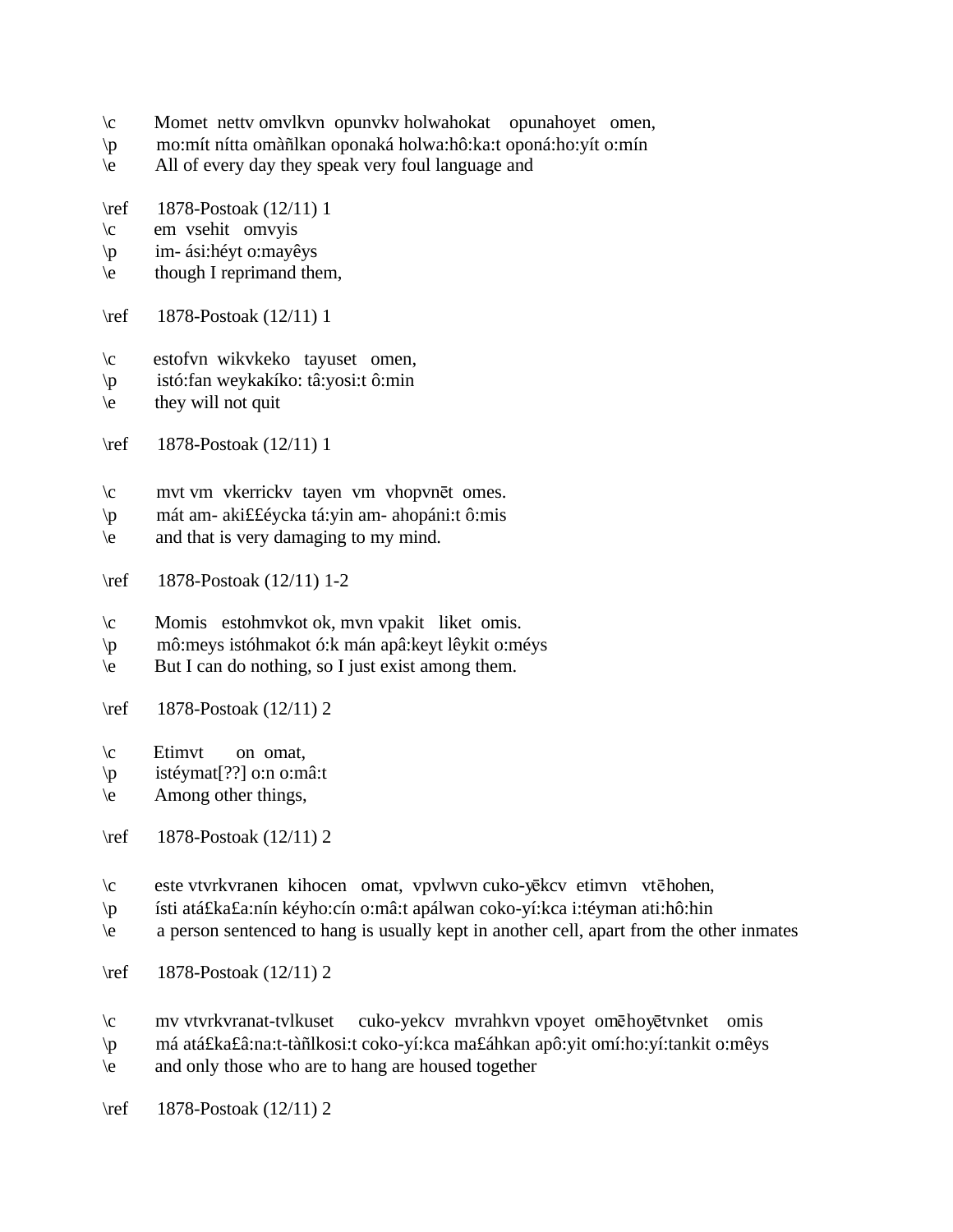\c Momet nettv omvlkvn opunvkv holwahokat opunahoyet omen,
\p mo:mít nítta omàñlkan oponaká holwa:hô:ka:t oponá:ho:yít o:mín
\e All of every day they speak very foul language and

\ref 1878-Postoak (12/11) 1
\c em vsehit omvyis
\p im- ási:héyt o:mayêys
\e though I reprimand them,

\ref 1878-Postoak (12/11) 1

\c estofvn wikvkeko tayuset omen,
\p istó:fan weykakíko: tâ:yosi:t ô:min
\e they will not quit

\ref 1878-Postoak (12/11) 1

\c mvt vm vkerrickv tayen vm vhopvnēt omes.
\p mát am- aki££éycka tá:yin am- ahopáni:t ô:mis
\e and that is very damaging to my mind.

\ref 1878-Postoak (12/11) 1-2

\c Momis estohmvkot ok, mvn vpakit liket omis.
\p mô:meys istóhmakot ó:k mán apâ:keyt lêykit o:méys
\e But I can do nothing, so I just exist among them.

\ref 1878-Postoak (12/11) 2

\c Etimvt on omat,
\p istéymat[??] o:n o:mâ:t
\e Among other things,

\ref 1878-Postoak (12/11) 2

\c este vtvrkvranen kihocen omat, vpvlwvn cuko-yēkcv etimvn vtēhohen,
\p ísti atá£ka£a:nín kéyho:cín o:mâ:t apálwan coko-yí:kca i:téyman ati:hô:hin
\e a person sentenced to hang is usually kept in another cell, apart from the other inmates

\ref 1878-Postoak (12/11) 2

\c mv vtvrkvranat-tvlkuset cuko-yekcv mvrahkvn vpoyet omēhoyētvnket omis
\p má atá£ka£â:na:t-tàñlkosi:t coko-yí:kca ma£áhkan apô:yit omí:ho:yí:tankit o:mêys
\e and only those who are to hang are housed together

\ref 1878-Postoak (12/11) 2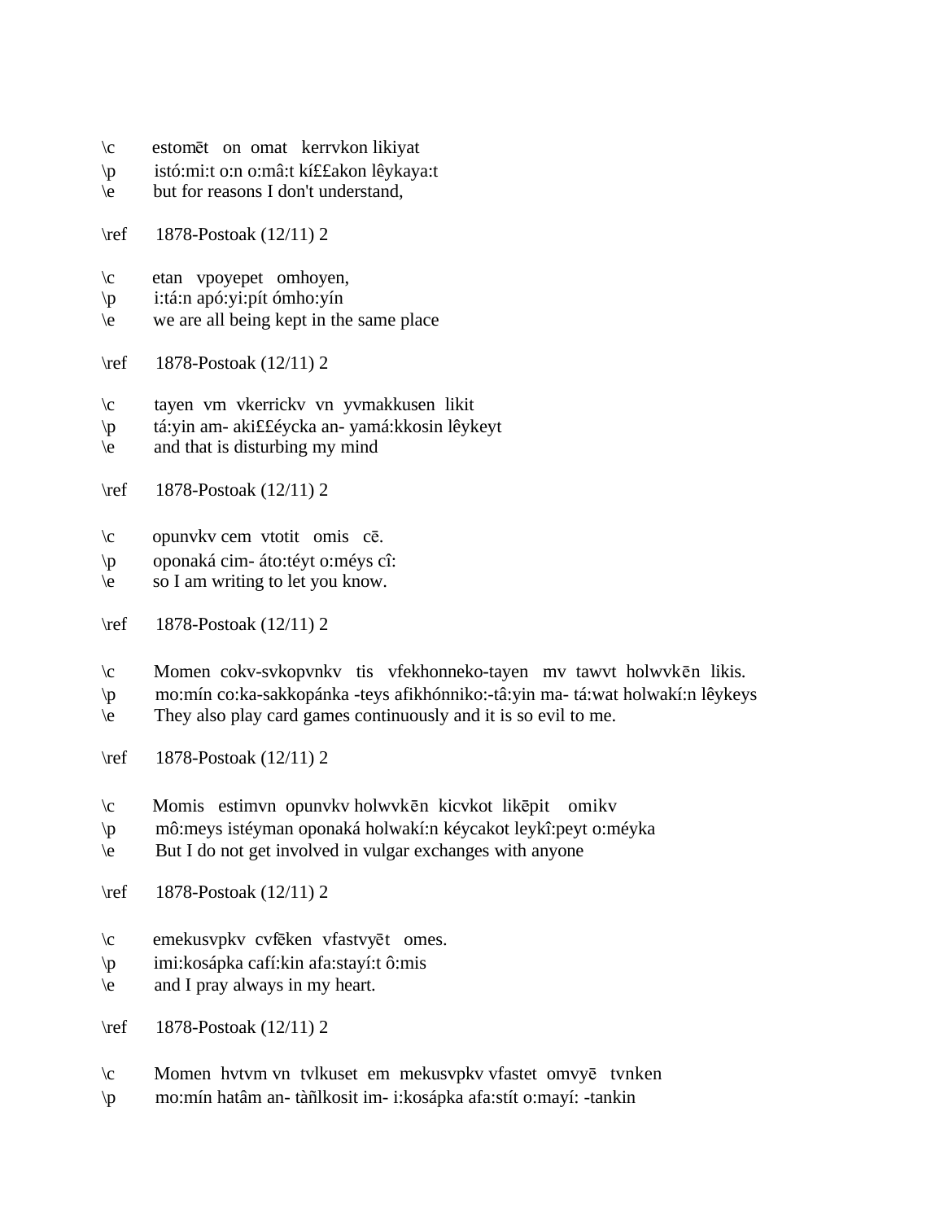\c estomēt on omat kerrvkon likiyat
\p istó:mi:t o:n o:mâ:t kí££akon lêykaya:t
\e but for reasons I don't understand,

\ref 1878-Postoak (12/11) 2

\c etan vpoyepet omhoyen,
\p i:tá:n apó:yi:pít ómho:yín
\e we are all being kept in the same place

\ref 1878-Postoak (12/11) 2

\c tayen vm vkerrickv vn yvmakkusen likit
\p tá:yin am- aki££éycka an- yamá:kkosin lêykeyt
\e and that is disturbing my mind

\ref 1878-Postoak (12/11) 2

\c opunvkv cem vtotit omis cē.
\p oponaká cim- áto:téyt o:méys cî:
\e so I am writing to let you know.

\ref 1878-Postoak (12/11) 2

\c Momen cokv-svkopvnkv tis vfekhonneko-tayen mv tawvt holwvkēn likis.
\p mo:mín co:ka-sakkopánka -teys afikhónniko:-tâ:yin ma- tá:wat holwakí:n lêykeys
\e They also play card games continuously and it is so evil to me.

\ref 1878-Postoak (12/11) 2

\c Momis estimvn opunvkv holwvkēn kicvkot likēpit omikv
\p mô:meys istéyman oponaká holwakí:n kéycakot leykî:peyt o:méyka
\e But I do not get involved in vulgar exchanges with anyone

\ref 1878-Postoak (12/11) 2

\c emekusvpkv cvfēken vfastvyēt omes.
\p imi:kosápka cafí:kin afa:stayí:t ô:mis
\e and I pray always in my heart.

\ref 1878-Postoak (12/11) 2

\c Momen hvtvm vn tvlkuset em mekusvpkv vfastet omvyē tvnken
\p mo:mín hatâm an- tàñlkosit im- i:kosápka afa:stít o:mayí: -tankin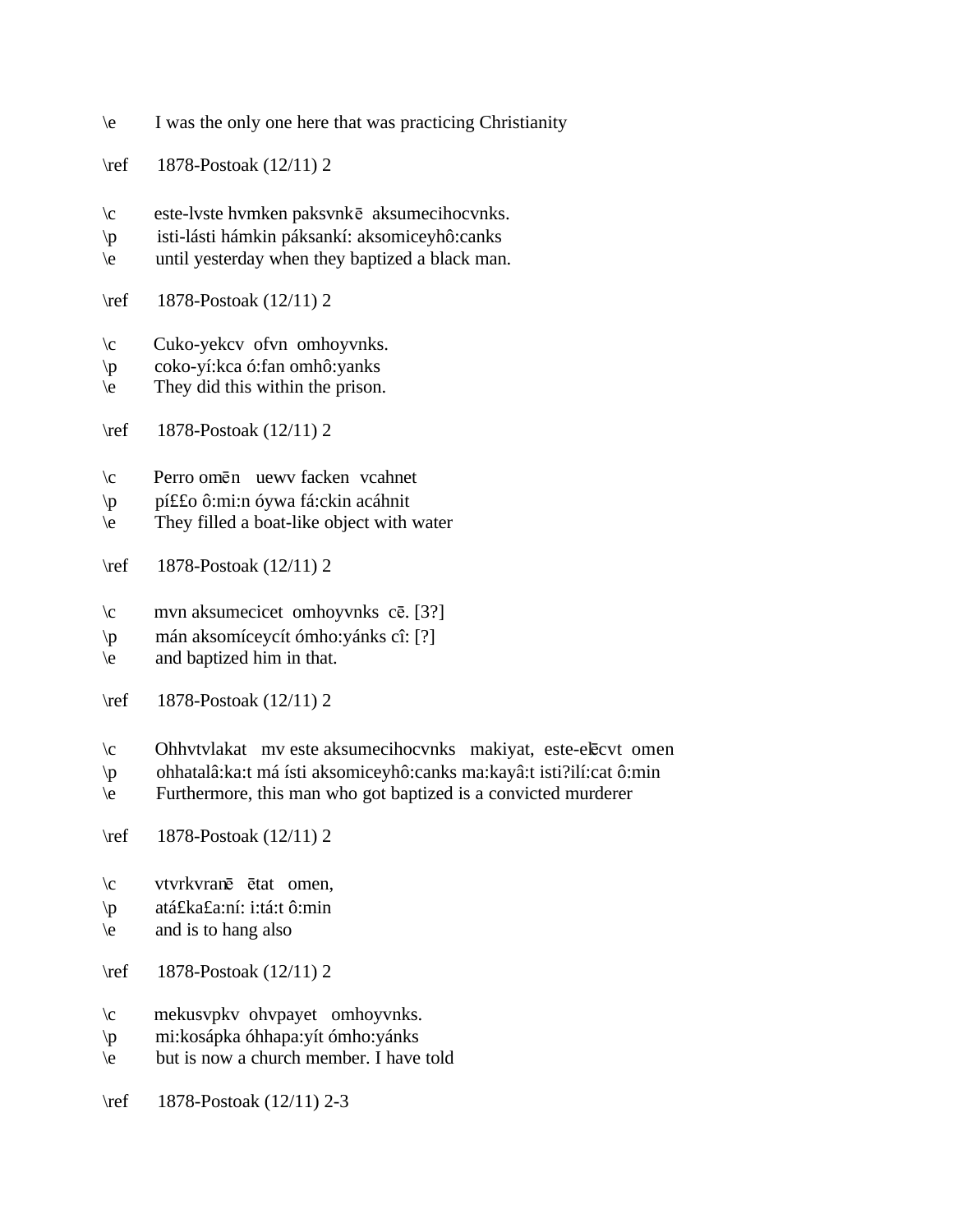\e I was the only one here that was practicing Christianity

\ref 1878-Postoak (12/11) 2

\c este-lvste hvmken paksvnkē aksumecihocvnks.
\p isti-lásti hámkin páksankí: aksomiceyhô:canks
\e until yesterday when they baptized a black man.

\ref 1878-Postoak (12/11) 2

\c Cuko-yekcv ofvn omhoyvnks.
\p coko-yí:kca ó:fan omhô:yanks
\e They did this within the prison.

\ref 1878-Postoak (12/11) 2

\c Perro omēn uewv facken vcahnet
\p pí££o ô:mi:n óywa fá:ckin acáhnit
\e They filled a boat-like object with water

\ref 1878-Postoak (12/11) 2

\c mvn aksumecicet omhoyvnks cē. [3?]
\p mán aksomíceycít ómho:yánks cî: [?]
\e and baptized him in that.

\ref 1878-Postoak (12/11) 2

\c Ohhvtvlakat mv este aksumecihocvnks makiyat, este-elēcvt omen
\p ohhatalâ:ka:t má ísti aksomiceyhô:canks ma:kayâ:t isti?ilí:cat ô:min
\e Furthermore, this man who got baptized is a convicted murderer

\ref 1878-Postoak (12/11) 2

\c vtvrkvranē ētat omen,
\p atá£ka£a:ní: i:tá:t ô:min
\e and is to hang also

\ref 1878-Postoak (12/11) 2

\c mekusvpkv ohvpayet omhoyvnks.
\p mi:kosápka óhhapa:yít ómho:yánks
\e but is now a church member. I have told

\ref 1878-Postoak (12/11) 2-3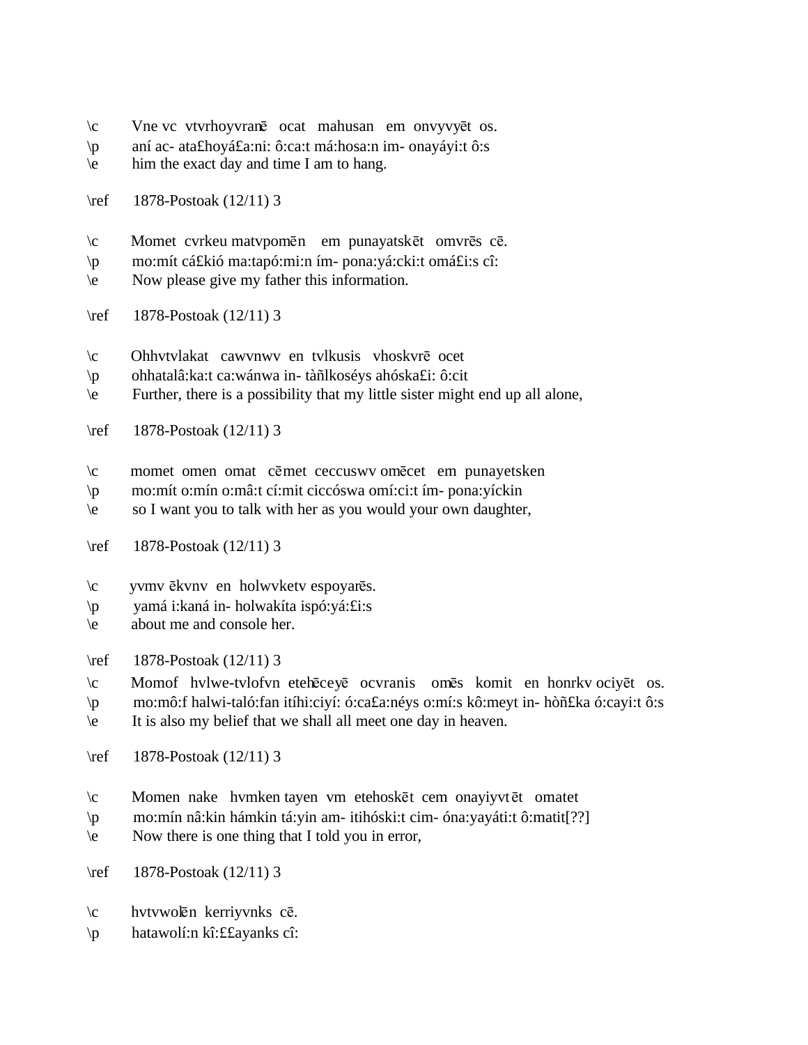\c Vne vc vtvrhoyvranē ocat mahusan em onvyvyēt os.
\p aní ac- ata£hoyá£a:ni: ô:ca:t má:hosa:n im- onayáyi:t ô:s
\e him the exact day and time I am to hang.

\ref 1878-Postoak (12/11) 3

\c Momet cvrkeu matvpomēn em punayatskēt omvrēs cē.
\p mo:mít cá£kió ma:tapó:mi:n ím- pona:yá:cki:t omá£i:s cî:
\e Now please give my father this information.

\ref 1878-Postoak (12/11) 3

\c Ohhvtvlakat cawvnwv en tvlkusis vhoskvrē ocet
\p ohhatalâ:ka:t ca:wánwa in- tàñlkoséys ahóska£i: ô:cit
\e Further, there is a possibility that my little sister might end up all alone,

\ref 1878-Postoak (12/11) 3

\c momet omen omat cēmet ceccuswv omēcet em punayetsken
\p mo:mít o:mín o:mâ:t cí:mit ciccóswa omí:ci:t ím- pona:yíckin
\e so I want you to talk with her as you would your own daughter,

\ref 1878-Postoak (12/11) 3

\c yvmv ēkvnv en holwvketv espoyarēs.
\p yamá i:kaná in- holwakíta ispó:yá:£i:s
\e about me and console her.

\ref 1878-Postoak (12/11) 3

\c Momof hvlwe-tvlofvn etehēceyē ocvranis omēs komit en honrkv ociyēt os.
\p mo:mô:f halwi-taló:fan itíhi:ciyí: ó:ca£a:néys o:mí:s kô:meyt in- hòñ£ka ó:cayi:t ô:s
\e It is also my belief that we shall all meet one day in heaven.

\ref 1878-Postoak (12/11) 3

\c Momen nake hvmken tayen vm etehoskēt cem onayiyvtēt omatet
\p mo:mín nâ:kin hámkin tá:yin am- itihóski:t cim- óna:yayáti:t ô:matit[??]
\e Now there is one thing that I told you in error,

\ref 1878-Postoak (12/11) 3

\c hvtvwolēn kerriyvnks cē.
\p hatawolí:n kî:££ayanks cî: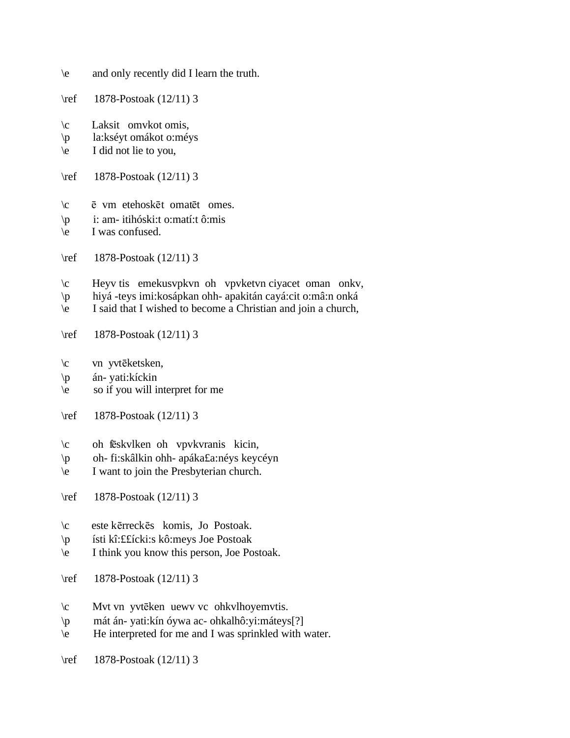\e and only recently did I learn the truth.

\ref 1878-Postoak (12/11) 3

\c Laksit omvkot omis,
\p la:kséyt omákot o:méys
\e I did not lie to you,

\ref 1878-Postoak (12/11) 3

\c ē vm etehoskēt omatēt omes.
\p i: am- itihóski:t o:matí:t ô:mis
\e I was confused.

\ref 1878-Postoak (12/11) 3

\c Heyv tis emekusvpkvn oh vpvketvn ciyacet oman onkv,
\p hiyá -teys imi:kosápkan ohh- apakitán cayá:cit o:mâ:n onká
\e I said that I wished to become a Christian and join a church,

\ref 1878-Postoak (12/11) 3

\c vn yvtēketsken,
\p án- yati:kíckin
\e so if you will interpret for me

\ref 1878-Postoak (12/11) 3

\c oh fēskvlken oh vpvkvranis kicin,
\p oh- fi:skâlkin ohh- apáka££a:néys keycéyn
\e I want to join the Presbyterian church.

\ref 1878-Postoak (12/11) 3

\c este kērreckēs komis, Jo Postoak.
\p ísti kî:££ícki:s kô:meys Joe Postoak
\e I think you know this person, Joe Postoak.

\ref 1878-Postoak (12/11) 3

\c Mvt vn yvtēken uewv vc ohkvlhoyemvtis.
\p mát án- yati:kín óywa ac- ohkalhô:yi:máteys[?]
\e He interpreted for me and I was sprinkled with water.

\ref 1878-Postoak (12/11) 3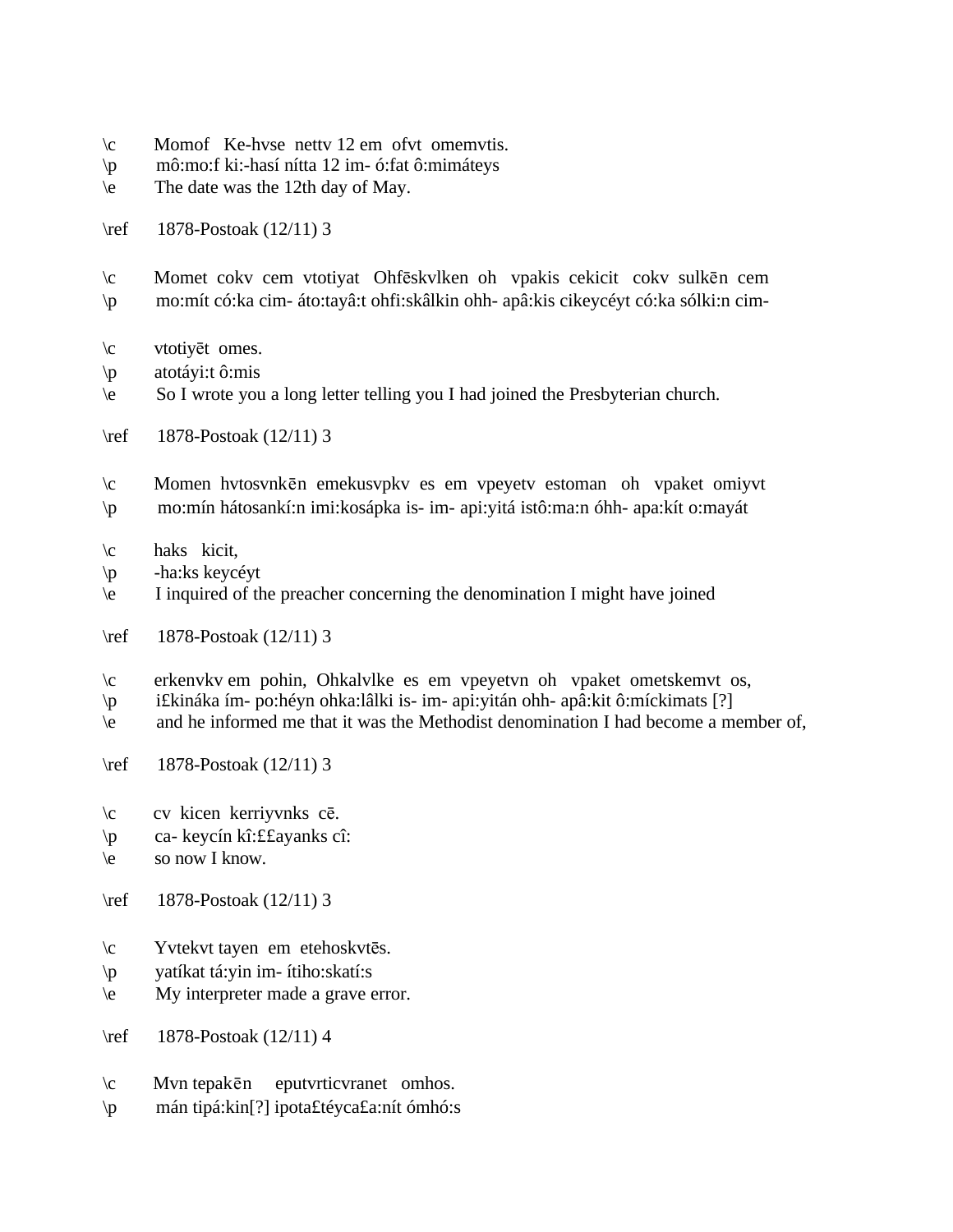\c Momof Ke-hvse nettv 12 em ofvt omemvtis.
\p mô:mo:f ki:-hasí nítta 12 im- ó:fat ô:mimáteys
\e The date was the 12th day of May.

\ref 1878-Postoak (12/11) 3

\c Momet cokv cem vtotiyat Ohfēskvlken oh vpakis cekicit cokv sulkēn cem
\p mo:mít có:ka cim- áto:tayâ:t ohfi:skâlkin ohh- apâ:kis cikeycéyt có:ka sólki:n cim-

\c vtotiyēt omes.
\p atotáyi:t ô:mis
\e So I wrote you a long letter telling you I had joined the Presbyterian church.

\ref 1878-Postoak (12/11) 3

\c Momen hvtosvnkēn emekusvpkv es em vpeyetv estoman oh vpaket omiyvt
\p mo:mín hátosankí:n imi:kosápka is- im- api:yitá istô:ma:n óhh- apa:kít o:mayát

\c haks kicit,
\p -ha:ks keycéyt
\e I inquired of the preacher concerning the denomination I might have joined

\ref 1878-Postoak (12/11) 3

\c erkenvkv em pohin, Ohkalvlke es em vpeyetvn oh vpaket ometskemvt os,
\p i£kináka ím- po:héyn ohka:lâlki is- im- api:yitán ohh- apâ:kit ô:míckimats [?]
\e and he informed me that it was the Methodist denomination I had become a member of,

\ref 1878-Postoak (12/11) 3

\c cv kicen kerriyvnks cē.
\p ca- keycín kî:££ayanks cî:
\e so now I know.

\ref 1878-Postoak (12/11) 3

\c Yvtekvt tayen em etehoskvtēs.
\p yatíkat tá:yin im- ítiho:skatí:s
\e My interpreter made a grave error.

\ref 1878-Postoak (12/11) 4

\c Mvn tepakēn eputvrticvranet omhos.
\p mán tipá:kin[?] ipota£téyca£a:nít ómhó:s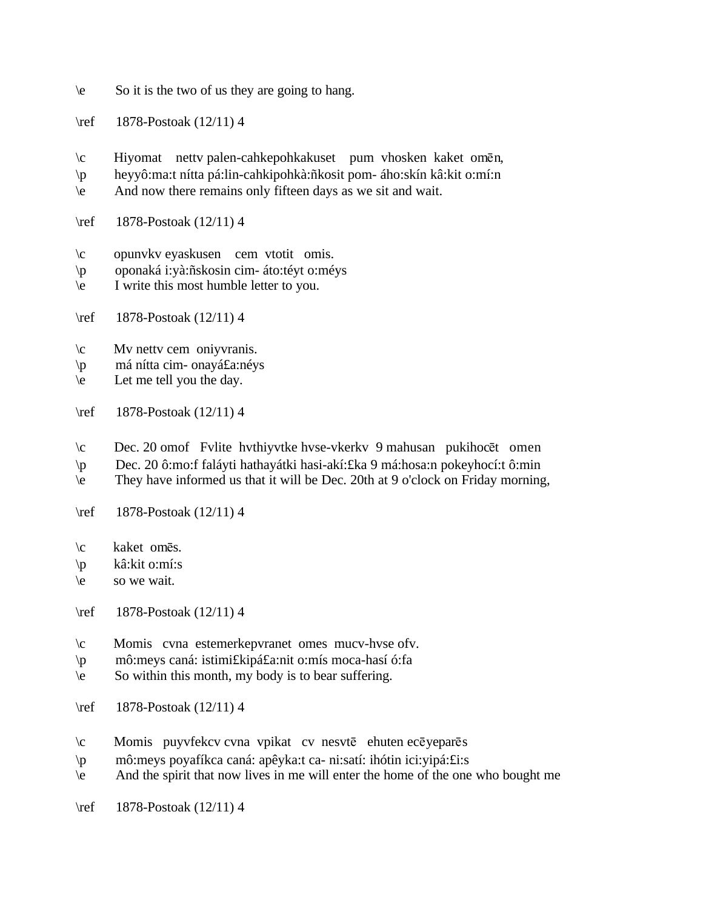\e So it is the two of us they are going to hang.

\ref 1878-Postoak (12/11) 4

\c Hiyomat nettv palen-cahkepohkakuset pum vhosken kaket omēn,
\p heyyô:ma:t nítta pá:lin-cahkipohkà:ñkosit pom- áho:skín kâ:kit o:mí:n
\e And now there remains only fifteen days as we sit and wait.

\ref 1878-Postoak (12/11) 4

\c opunvkv eyaskusen cem vtotit omis.
\p oponaká i:yà:ñskosin cim- áto:téyt o:méys
\e I write this most humble letter to you.

\ref 1878-Postoak (12/11) 4

\c Mv nettv cem oniyvranis.
\p má nítta cim- onayá£a:néys
\e Let me tell you the day.

\ref 1878-Postoak (12/11) 4

\c Dec. 20 omof Fvlite hvthiyvtke hvse-vkerkv 9 mahusan pukihocēt omen
\p Dec. 20 ô:mo:f faláyti hathayátki hasi-akí:£ka 9 má:hosa:n pokeyhocí:t ô:min
\e They have informed us that it will be Dec. 20th at 9 o'clock on Friday morning,

\ref 1878-Postoak (12/11) 4

\c kaket omēs.
\p kâ:kit o:mí:s
\e so we wait.

\ref 1878-Postoak (12/11) 4

\c Momis cvna estemerkepvranet omes mucv-hvse ofv.
\p mô:meys caná: istimi£kipá£a:nit o:mís moca-hasí ó:fa
\e So within this month, my body is to bear suffering.

\ref 1878-Postoak (12/11) 4

\c Momis puyvfekcv cvna vpikat cv nesvtē ehuten ecēyeparēs
\p mô:meys poyafíkca caná: apêyka:t ca- ni:satí: ihótin ici:yipá:£i:s
\e And the spirit that now lives in me will enter the home of the one who bought me

\ref 1878-Postoak (12/11) 4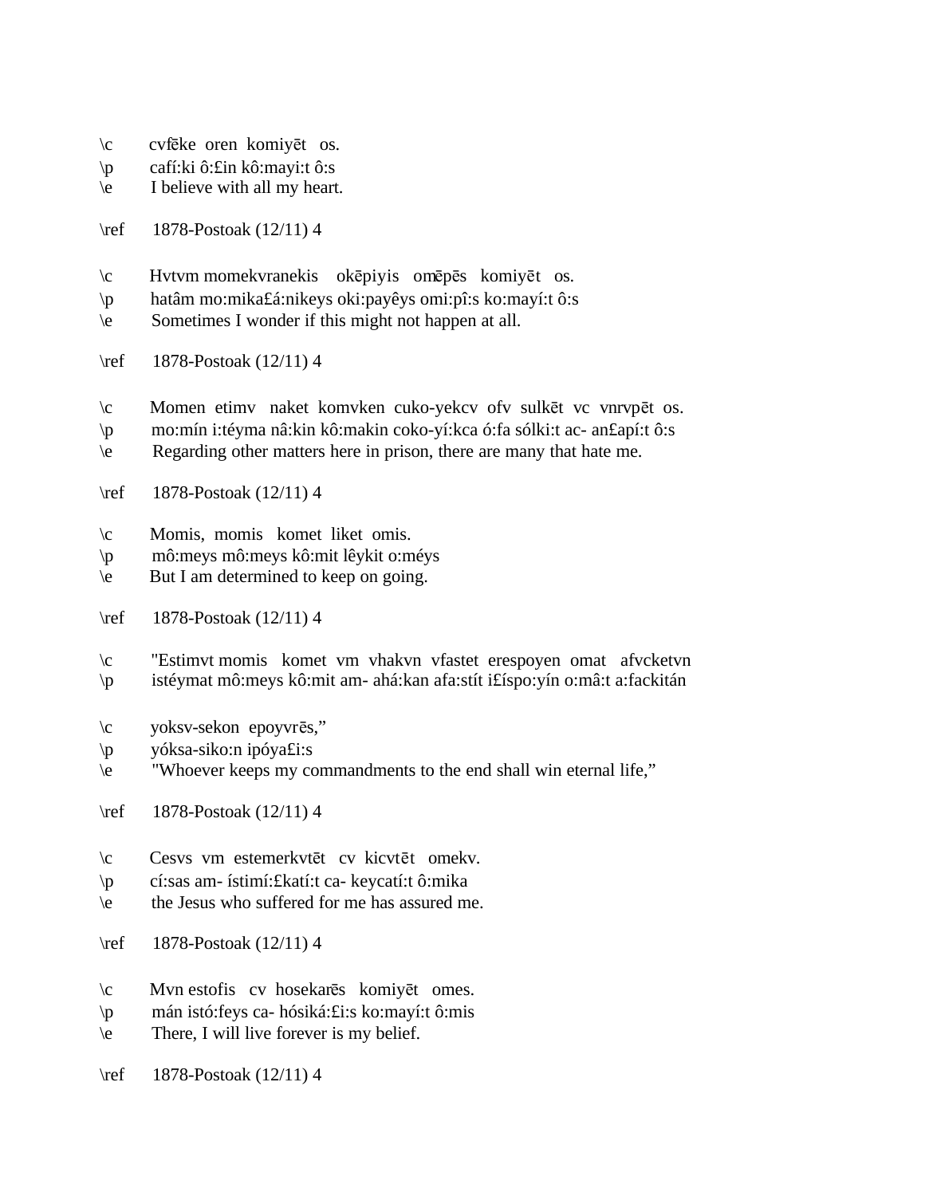\c cvfēke oren komiyēt os.
\p cafí:ki ô:£in kô:mayi:t ô:s
\e I believe with all my heart.

\ref 1878-Postoak (12/11) 4

\c Hvtvm momekvranekis okēpiyis omēpēs komiyēt os.
\p hatâm mo:mika£á:nikeys oki:payêys omi:pî:s ko:mayí:t ô:s
\e Sometimes I wonder if this might not happen at all.

\ref 1878-Postoak (12/11) 4

\c Momen etimv naket komvken cuko-yekcv ofv sulkēt vc vnrvpēt os.
\p mo:mín i:téyma nâ:kin kô:makin coko-yí:kca ó:fa sólki:t ac- an£apí:t ô:s
\e Regarding other matters here in prison, there are many that hate me.

\ref 1878-Postoak (12/11) 4

\c Momis, momis komet liket omis.
\p mô:meys mô:meys kô:mit lêykit o:méys
\e But I am determined to keep on going.

\ref 1878-Postoak (12/11) 4

\c "Estimvt momis komet vm vhakvn vfastet erespoyen omat afvcketvn
\p istéymat mô:meys kô:mit am- ahá:kan afa:stít i£íspo:yín o:mâ:t a:fackitán

\c yoksv-sekon epoyvrēs,"
\p yóksa-siko:n ipóya£i:s
\e "Whoever keeps my commandments to the end shall win eternal life,"

\ref 1878-Postoak (12/11) 4

\c Cesvs vm estemerkvtēt cv kicvtēt omekv.
\p cí:sas am- ístimí:£katí:t ca- keycatí:t ô:mika
\e the Jesus who suffered for me has assured me.

\ref 1878-Postoak (12/11) 4

\c Mvn estofis cv hosekarēs komiyēt omes.
\p mán istó:feys ca- hósiká:£i:s ko:mayí:t ô:mis
\e There, I will live forever is my belief.

\ref 1878-Postoak (12/11) 4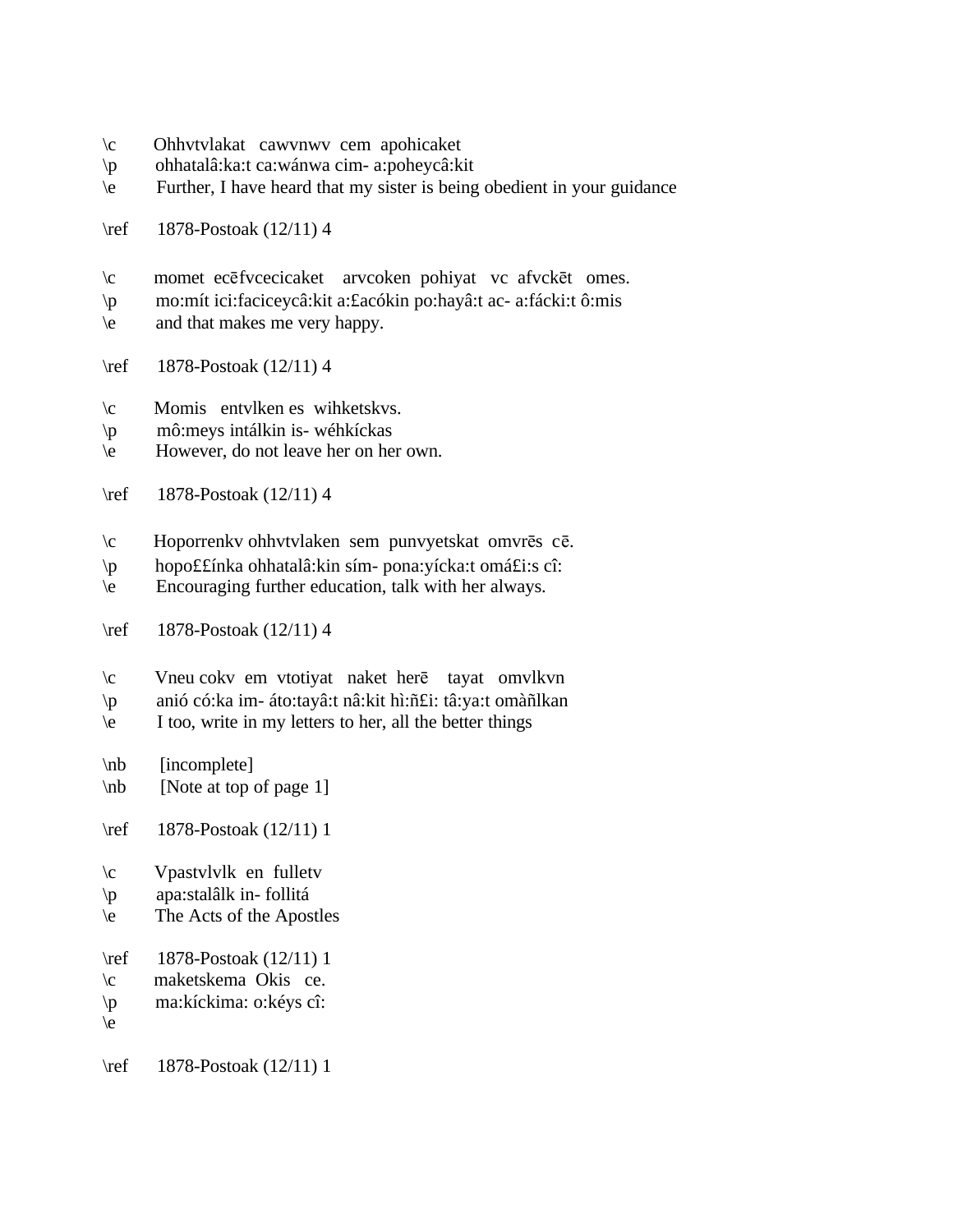\c Ohhvtvlakat cawvnwv cem apohicaket
\p ohhatalâ:ka:t ca:wánwa cim- a:poheycâ:kit
\e Further, I have heard that my sister is being obedient in your guidance

\ref 1878-Postoak (12/11) 4

\c momet ecēfvcecicaket arvcoken pohiyat vc afvckēt omes.
\p mo:mít ici:faciceycâ:kit a:£acókin po:hayâ:t ac- a:fácki:t ô:mis
\e and that makes me very happy.

\ref 1878-Postoak (12/11) 4

\c Momis entvlken es wihketskvs.
\p mô:meys intálkin is- wéhkíckas
\e However, do not leave her on her own.

\ref 1878-Postoak (12/11) 4

\c Hoporrenkv ohhvtvlaken sem punvyetskat omvrēs cē.
\p hopo££ínka ohhatalâ:kin sím- pona:yícka:t omá£i:s cî:
\e Encouraging further education, talk with her always.

\ref 1878-Postoak (12/11) 4

\c Vneu cokv em vtotiyat naket herē tayat omvlkvn
\p anió có:ka im- áto:tayâ:t nâ:kit hì:ñ£i: tâ:ya:t omàñlkan
\e I too, write in my letters to her, all the better things

\nb [incomplete]
\nb [Note at top of page 1]

\ref 1878-Postoak (12/11) 1

\c Vpastvlvlk en fulletv
\p apa:stalâlk in- follitá
\e The Acts of the Apostles

\ref 1878-Postoak (12/11) 1
\c maketskema Okis ce.
\p ma:kíckima: o:kéys cî:
\e

\ref 1878-Postoak (12/11) 1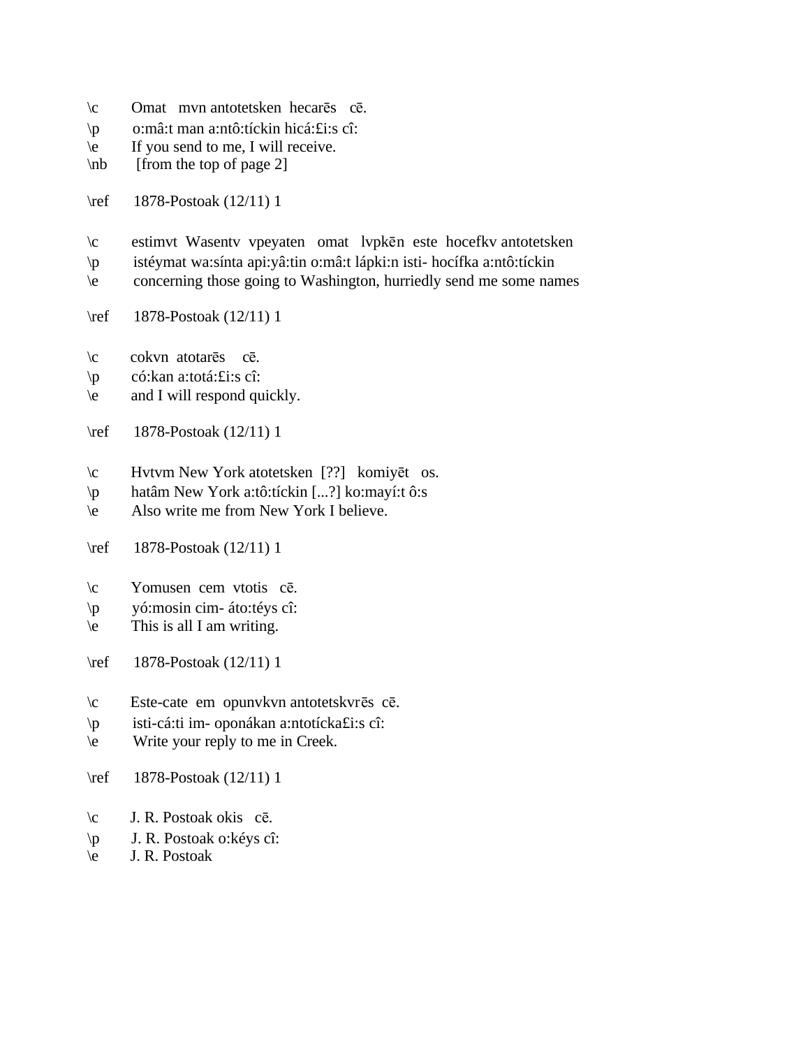\c Omat mvn antotetsken hecarēs cē.
\p o:mâ:t man a:ntô:tíckin hicá:£i:s cî:
\e If you send to me, I will receive.
\nb [from the top of page 2]

\ref 1878-Postoak (12/11) 1

\c estimvt Wasentv vpeyaten omat lvpkēn este hocefkv antotetsken
\p istéymat wa:sínta api:yâ:tin o:mâ:t lápki:n isti- hocífka a:ntô:tíckin
\e concerning those going to Washington, hurriedly send me some names

\ref 1878-Postoak (12/11) 1

\c cokvn atotarēs cē.
\p có:kan a:totá:£i:s cî:
\e and I will respond quickly.

\ref 1878-Postoak (12/11) 1

\c Hvtvm New York atotetsken [??] komiyēt os.
\p hatâm New York a:tô:tíckin [...?] ko:mayí:t ô:s
\e Also write me from New York I believe.

\ref 1878-Postoak (12/11) 1

\c Yomusen cem vtotis cē.
\p yó:mosin cim- áto:téys cî:
\e This is all I am writing.

\ref 1878-Postoak (12/11) 1

\c Este-cate em opunvkvn antotetskvrēs cē.
\p isti-cá:ti im- oponákan a:ntotícka£i:s cî:
\e Write your reply to me in Creek.

\ref 1878-Postoak (12/11) 1

\c J. R. Postoak okis cē.
\p J. R. Postoak o:kéys cî:
\e J. R. Postoak